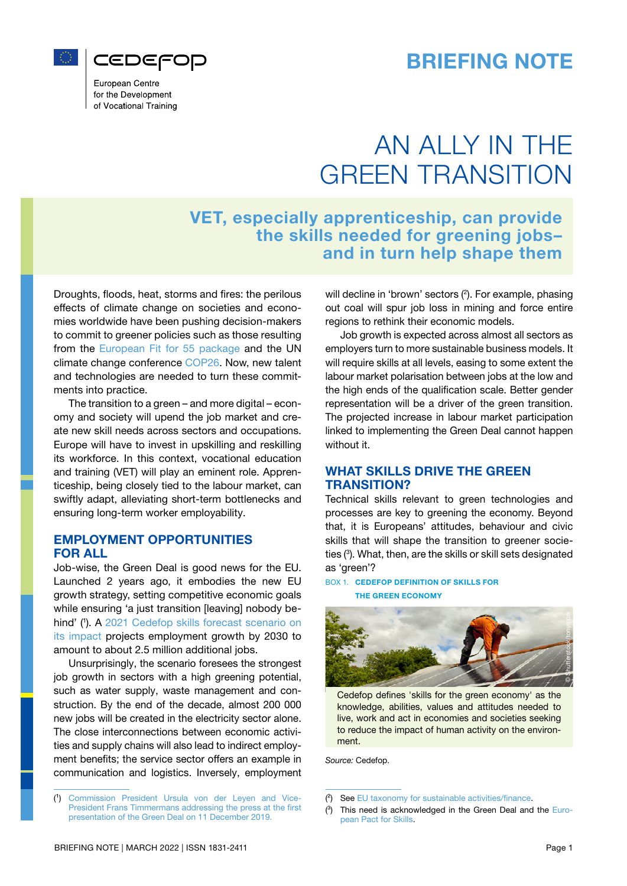cedefop

European Centre for the Development of Vocational Training

# BRIEFING NOTE

# AN ALLY IN THE GREEN TRANSITION

## VET, especially apprenticeship, can provide the skills needed for greening jobs– and in turn help shape them

Droughts, floods, heat, storms and fires: the perilous effects of climate change on societies and economies worldwide have been pushing decision-makers to commit to greener policies such as those resulting from the European Fit for 55 package and the UN climate change conference COP26. Now, new talent and technologies are needed to turn these commitments into practice.

The transition to a green – and more digital – economy and society will upend the job market and create new skill needs across sectors and occupations. Europe will have to invest in upskilling and reskilling its workforce. In this context, vocational education and training (VET) will play an eminent role. Apprenticeship, being closely tied to the labour market, can swiftly adapt, alleviating short-term bottlenecks and ensuring long-term worker employability.

## EMPLOYMENT OPPORTUNITIES FOR ALL

Job-wise, the Green Deal is good news for the EU. Launched 2 years ago, it embodies the new EU growth strategy, setting competitive economic goals while ensuring 'a just transition [leaving] nobody behind' [1]. A 2021 Cedefop skills forecast scenario on its impact projects employment growth by 2030 to amount to about 2.5 million additional jobs.

Unsurprisingly, the scenario foresees the strongest job growth in sectors with a high greening potential, such as water supply, waste management and construction. By the end of the decade, almost 200 000 new jobs will be created in the electricity sector alone. The close interconnections between economic activities and supply chains will also lead to indirect employment benefits; the service sector offers an example in communication and logistics. Inversely, employment will decline in 'brown' sectors [2]. For example, phasing out coal will spur job loss in mining and force entire regions to rethink their economic models.

Job growth is expected across almost all sectors as employers turn to more sustainable business models. It will require skills at all levels, easing to some extent the labour market polarisation between jobs at the low and the high ends of the qualification scale. Better gender representation will be a driver of the green transition. The projected increase in labour market participation linked to implementing the Green Deal cannot happen without it.

## WHAT SKILLS DRIVE THE GREEN TRANSITION?

Technical skills relevant to green technologies and processes are key to greening the economy. Beyond that, it is Europeans' attitudes, behaviour and civic skills that will shape the transition to greener societies [3]. What, then, are the skills or skill sets designated as 'green'?

**BOX 1. CEDEFOP DEFINITION OF SKILLS FOR THE GREEN ECONOMY**

Cedefop defines 'skills for the green economy' as the knowledge, abilities, values and attitudes needed to live, work and act in economies and societies seeking to reduce the impact of human activity on the environment.

*Source:* Cedefop.

---

[1] Commission President Ursula von der Leyen and Vice-President Frans Timmermans addressing the press at the first presentation of the Green Deal on 11 December 2019.

[2] See EU taxonomy for sustainable activities/finance.

[3] This need is acknowledged in the Green Deal and the European Pact for Skills.

BRIEFING NOTE | MARCH 2022 | ISSN 1831-2411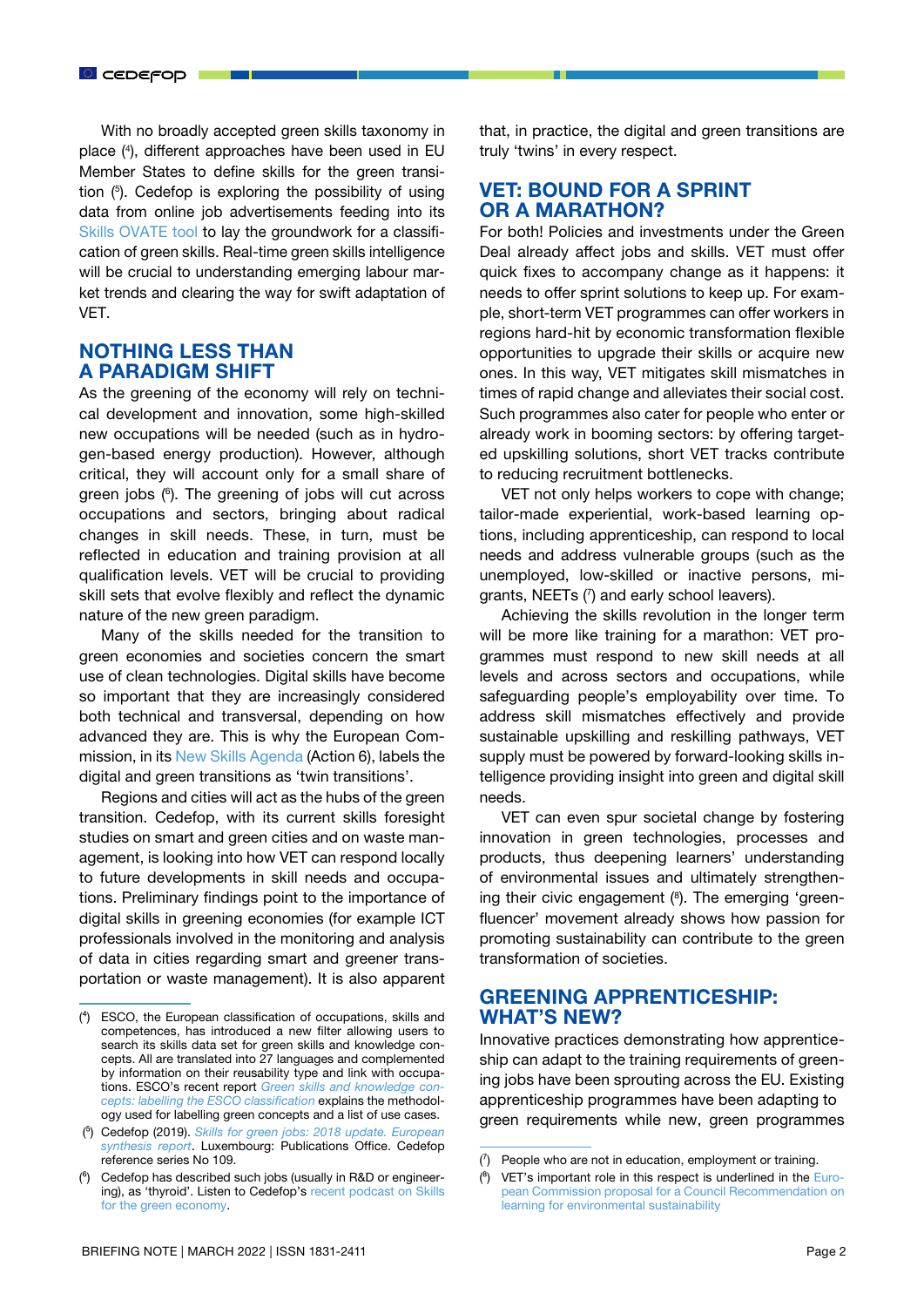With no broadly accepted green skills taxonomy in place ([4]), different approaches have been used in EU Member States to define skills for the green transition ([5]). Cedefop is exploring the possibility of using data from online job advertisements feeding into its Skills OVATE tool to lay the groundwork for a classification of green skills. Real-time green skills intelligence will be crucial to understanding emerging labour market trends and clearing the way for swift adaptation of VET.

## NOTHING LESS THAN A PARADIGM SHIFT

As the greening of the economy will rely on technical development and innovation, some high-skilled new occupations will be needed (such as in hydrogen-based energy production). However, although critical, they will account only for a small share of green jobs ([6]). The greening of jobs will cut across occupations and sectors, bringing about radical changes in skill needs. These, in turn, must be reflected in education and training provision at all qualification levels. VET will be crucial to providing skill sets that evolve flexibly and reflect the dynamic nature of the new green paradigm.

Many of the skills needed for the transition to green economies and societies concern the smart use of clean technologies. Digital skills have become so important that they are increasingly considered both technical and transversal, depending on how advanced they are. This is why the European Commission, in its New Skills Agenda (Action 6), labels the digital and green transitions as 'twin transitions'.

Regions and cities will act as the hubs of the green transition. Cedefop, with its current skills foresight studies on smart and green cities and on waste management, is looking into how VET can respond locally to future developments in skill needs and occupations. Preliminary findings point to the importance of digital skills in greening economies (for example ICT professionals involved in the monitoring and analysis of data in cities regarding smart and greener transportation or waste management). It is also apparent that, in practice, the digital and green transitions are truly 'twins' in every respect.

## VET: BOUND FOR A SPRINT OR A MARATHON?

For both! Policies and investments under the Green Deal already affect jobs and skills. VET must offer quick fixes to accompany change as it happens: it needs to offer sprint solutions to keep up. For example, short-term VET programmes can offer workers in regions hard-hit by economic transformation flexible opportunities to upgrade their skills or acquire new ones. In this way, VET mitigates skill mismatches in times of rapid change and alleviates their social cost. Such programmes also cater for people who enter or already work in booming sectors: by offering targeted upskilling solutions, short VET tracks contribute to reducing recruitment bottlenecks.

VET not only helps workers to cope with change; tailor-made experiential, work-based learning options, including apprenticeship, can respond to local needs and address vulnerable groups (such as the unemployed, low-skilled or inactive persons, migrants, NEETs ([7]) and early school leavers).

Achieving the skills revolution in the longer term will be more like training for a marathon: VET programmes must respond to new skill needs at all levels and across sectors and occupations, while safeguarding people's employability over time. To address skill mismatches effectively and provide sustainable upskilling and reskilling pathways, VET supply must be powered by forward-looking skills intelligence providing insight into green and digital skill needs.

VET can even spur societal change by fostering innovation in green technologies, processes and products, thus deepening learners' understanding of environmental issues and ultimately strengthening their civic engagement ([8]). The emerging 'greenfluencer' movement already shows how passion for promoting sustainability can contribute to the green transformation of societies.

## GREENING APPRENTICESHIP: WHAT'S NEW?

Innovative practices demonstrating how apprenticeship can adapt to the training requirements of greening jobs have been sprouting across the EU. Existing apprenticeship programmes have been adapting to green requirements while new, green programmes

---

([4]) ESCO, the European classification of occupations, skills and competences, has introduced a new filter allowing users to search its skills data set for green skills and knowledge concepts. All are translated into 27 languages and complemented by information on their reusability type and link with occupations. ESCO's recent report *Green skills and knowledge concepts: labelling the ESCO classification* explains the methodology used for labelling green concepts and a list of use cases.

([5]) Cedefop (2019). *Skills for green jobs: 2018 update. European synthesis report*. Luxembourg: Publications Office. Cedefop reference series No 109.

([6]) Cedefop has described such jobs (usually in R&D or engineering), as 'thyroid'. Listen to Cedefop's recent podcast on Skills for the green economy.

([7]) People who are not in education, employment or training.

([8]) VET's important role in this respect is underlined in the European Commission proposal for a Council Recommendation on learning for environmental sustainability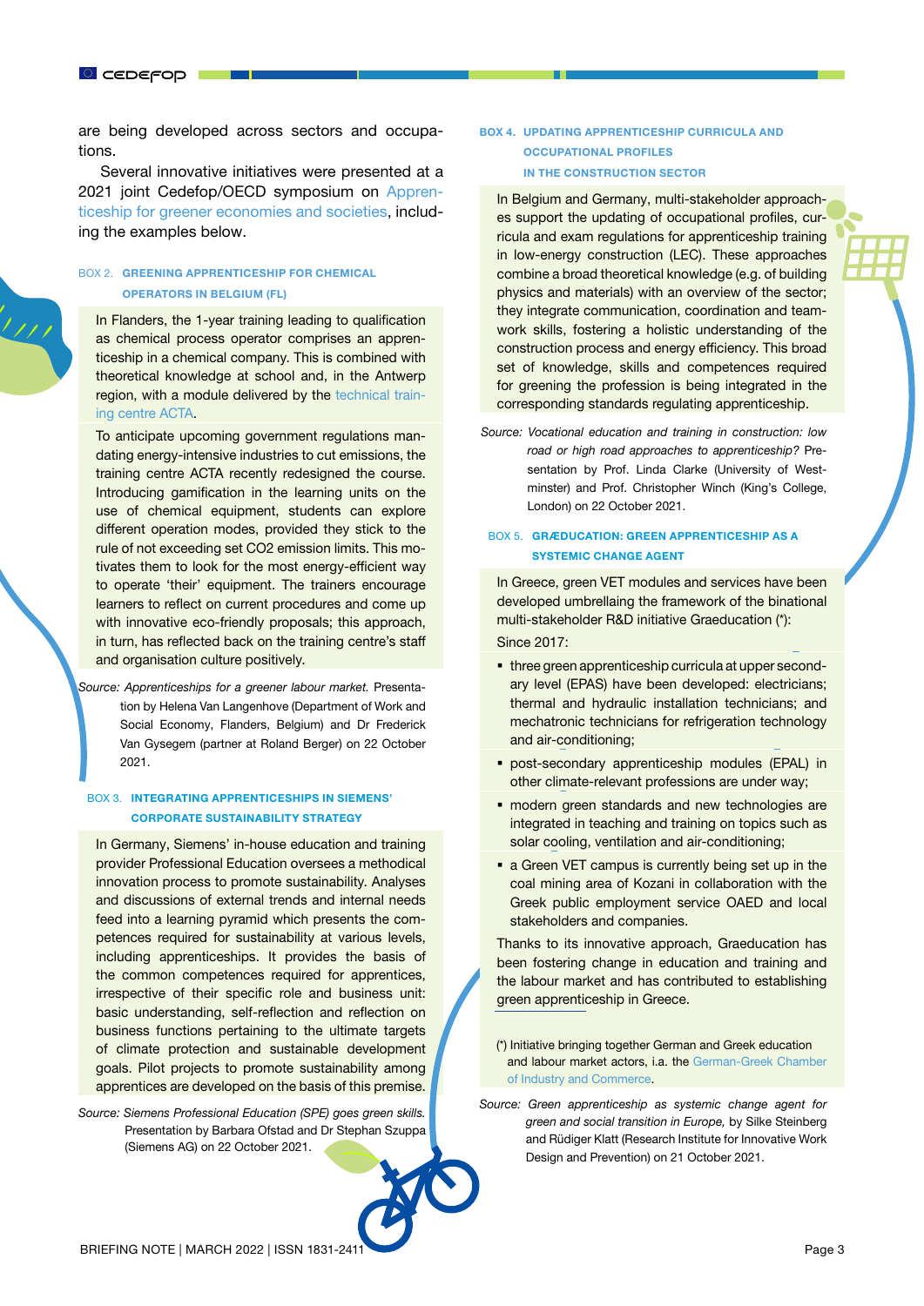are being developed across sectors and occupations.

Several innovative initiatives were presented at a 2021 joint Cedefop/OECD symposium on Apprenticeship for greener economies and societies, including the examples below.

#### BOX 2. GREENING APPRENTICESHIP FOR CHEMICAL OPERATORS IN BELGIUM (FL)

In Flanders, the 1-year training leading to qualification as chemical process operator comprises an apprenticeship in a chemical company. This is combined with theoretical knowledge at school and, in the Antwerp region, with a module delivered by the technical training centre ACTA.

To anticipate upcoming government regulations mandating energy-intensive industries to cut emissions, the training centre ACTA recently redesigned the course. Introducing gamification in the learning units on the use of chemical equipment, students can explore different operation modes, provided they stick to the rule of not exceeding set $CO_2$ emission limits. This motivates them to look for the most energy-efficient way to operate 'their' equipment. The trainers encourage learners to reflect on current procedures and come up with innovative eco-friendly proposals; this approach, in turn, has reflected back on the training centre's staff and organisation culture positively.

*Source: Apprenticeships for a greener labour market.* Presentation by Helena Van Langenhove (Department of Work and Social Economy, Flanders, Belgium) and Dr Frederick Van Gysegem (partner at Roland Berger) on 22 October 2021.

#### BOX 3. INTEGRATING APPRENTICESHIPS IN SIEMENS' CORPORATE SUSTAINABILITY STRATEGY

In Germany, Siemens' in-house education and training provider Professional Education oversees a methodical innovation process to promote sustainability. Analyses and discussions of external trends and internal needs feed into a learning pyramid which presents the competences required for sustainability at various levels, including apprenticeships. It provides the basis of the common competences required for apprentices, irrespective of their specific role and business unit: basic understanding, self-reflection and reflection on business functions pertaining to the ultimate targets of climate protection and sustainable development goals. Pilot projects to promote sustainability among apprentices are developed on the basis of this premise.

*Source: Siemens Professional Education (SPE) goes green skills.* Presentation by Barbara Ofstad and Dr Stephan Szuppa (Siemens AG) on 22 October 2021.

#### BOX 4. UPDATING APPRENTICESHIP CURRICULA AND OCCUPATIONAL PROFILES IN THE CONSTRUCTION SECTOR

In Belgium and Germany, multi-stakeholder approaches support the updating of occupational profiles, curricula and exam regulations for apprenticeship training in low-energy construction (LEC). These approaches combine a broad theoretical knowledge (e.g. of building physics and materials) with an overview of the sector; they integrate communication, coordination and teamwork skills, fostering a holistic understanding of the construction process and energy efficiency. This broad set of knowledge, skills and competences required for greening the profession is being integrated in the corresponding standards regulating apprenticeship.

*Source: Vocational education and training in construction: low road or high road approaches to apprenticeship?* Presentation by Prof. Linda Clarke (University of Westminster) and Prof. Christopher Winch (King's College, London) on 22 October 2021.

#### BOX 5. GRÆDUCATION: GREEN APPRENTICESHIP AS A SYSTEMIC CHANGE AGENT

In Greece, green VET modules and services have been developed umbrellaing the framework of the binational multi-stakeholder R&D initiative Graeducation (\*):

Since 2017:

- three green apprenticeship curricula at upper secondary level (EPAS) have been developed: electricians; thermal and hydraulic installation technicians; and mechatronic technicians for refrigeration technology and air-conditioning;
- post-secondary apprenticeship modules (EPAL) in other climate-relevant professions are under way;
- modern green standards and new technologies are integrated in teaching and training on topics such as solar cooling, ventilation and air-conditioning;
- a Green VET campus is currently being set up in the coal mining area of Kozani in collaboration with the Greek public employment service OAED and local stakeholders and companies.

Thanks to its innovative approach, Graeducation has been fostering change in education and training and the labour market and has contributed to establishing green apprenticeship in Greece.

(\*) Initiative bringing together German and Greek education and labour market actors, i.a. the German-Greek Chamber of Industry and Commerce.

*Source: Green apprenticeship as systemic change agent for green and social transition in Europe,* by Silke Steinberg and Rüdiger Klatt (Research Institute for Innovative Work Design and Prevention) on 21 October 2021.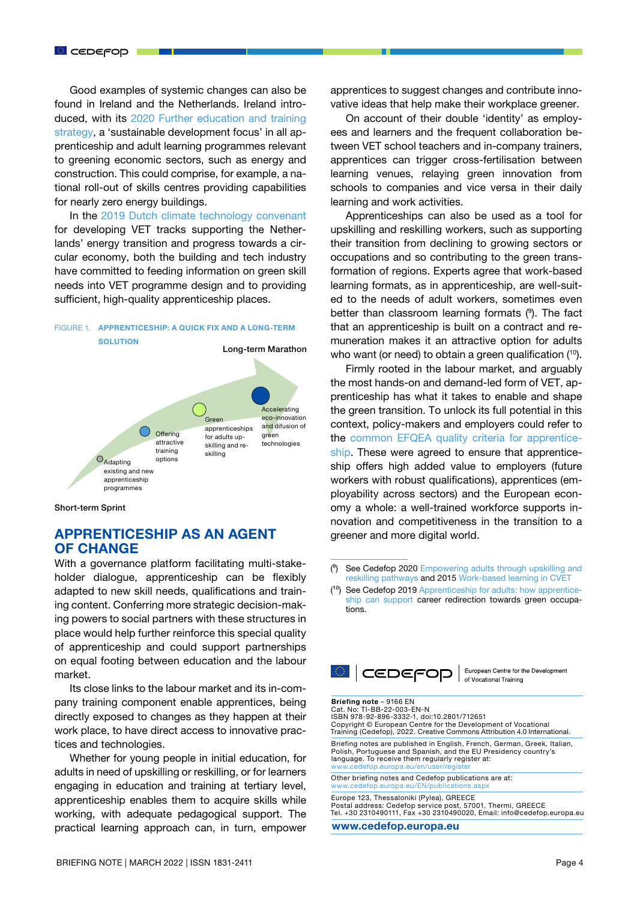Good examples of systemic changes can also be found in Ireland and the Netherlands. Ireland introduced, with its 2020 Further education and training strategy, a 'sustainable development focus' in all apprenticeship and adult learning programmes relevant to greening economic sectors, such as energy and construction. This could comprise, for example, a national roll-out of skills centres providing capabilities for nearly zero energy buildings.

In the 2019 Dutch climate technology convenant for developing VET tracks supporting the Netherlands' energy transition and progress towards a circular economy, both the building and tech industry have committed to feeding information on green skill needs into VET programme design and to providing sufficient, high-quality apprenticeship places.

FIGURE 1. **APPRENTICESHIP: A QUICK FIX AND A LONG-TERM SOLUTION**

Long-term Marathon

Adapting existing and new apprenticeship programmes

Offering attractive training options

Green apprenticeships for adults up-skilling and re-skilling

Accelerating eco-innovation and difusion of green technologies

Short-term Sprint

## APPRENTICESHIP AS AN AGENT OF CHANGE

With a governance platform facilitating multi-stakeholder dialogue, apprenticeship can be flexibly adapted to new skill needs, qualifications and training content. Conferring more strategic decision-making powers to social partners with these structures in place would help further reinforce this special quality of apprenticeship and could support partnerships on equal footing between education and the labour market.

Its close links to the labour market and its in-company training component enable apprentices, being directly exposed to changes as they happen at their work place, to have direct access to innovative practices and technologies.

Whether for young people in initial education, for adults in need of upskilling or reskilling, or for learners engaging in education and training at tertiary level, apprenticeship enables them to acquire skills while working, with adequate pedagogical support. The practical learning approach can, in turn, empower apprentices to suggest changes and contribute innovative ideas that help make their workplace greener.

On account of their double 'identity' as employees and learners and the frequent collaboration between VET school teachers and in-company trainers, apprentices can trigger cross-fertilisation between learning venues, relaying green innovation from schools to companies and vice versa in their daily learning and work activities.

Apprenticeships can also be used as a tool for upskilling and reskilling workers, such as supporting their transition from declining to growing sectors or occupations and so contributing to the green transformation of regions. Experts agree that work-based learning formats, as in apprenticeship, are well-suited to the needs of adult workers, sometimes even better than classroom learning formats ([9]). The fact that an apprenticeship is built on a contract and remuneration makes it an attractive option for adults who want (or need) to obtain a green qualification ([10]).

Firmly rooted in the labour market, and arguably the most hands-on and demand-led form of VET, apprenticeship has what it takes to enable and shape the green transition. To unlock its full potential in this context, policy-makers and employers could refer to the common EFQEA quality criteria for apprenticeship. These were agreed to ensure that apprenticeship offers high added value to employers (future workers with robust qualifications), apprentices (employability across sectors) and the European economy a whole: a well-trained workforce supports innovation and competitiveness in the transition to a greener and more digital world.

---

([9]) See Cedefop 2020 Empowering adults through upskilling and reskilling pathways and 2015 Work-based learning in CVET

([10]) See Cedefop 2019 Apprenticeship for adults: how apprenticeship can support career redirection towards green occupations.

---

European Centre for the Development of Vocational Training

**Briefing note** – 9166 EN
Cat. No: TI-BB-22-003-EN-N
ISBN 978-92-896-3332-1, doi:10.2801/712651
Copyright © European Centre for the Development of Vocational Training (Cedefop), 2022. Creative Commons Attribution 4.0 International.

Briefing notes are published in English, French, German, Greek, Italian, Polish, Portuguese and Spanish, and the EU Presidency country's language. To receive them regularly register at:
www.cedefop.europa.eu/en/user/register

Other briefing notes and Cedefop publications are at:
www.cedefop.europa.eu/EN/publications.aspx

Europe 123, Thessaloniki (Pylea), GREECE
Postal address: Cedefop service post, 57001, Thermi, GREECE
Tel. +30 2310490111, Fax +30 2310490020, Email: info@cedefop.europa.eu

**www.cedefop.europa.eu**